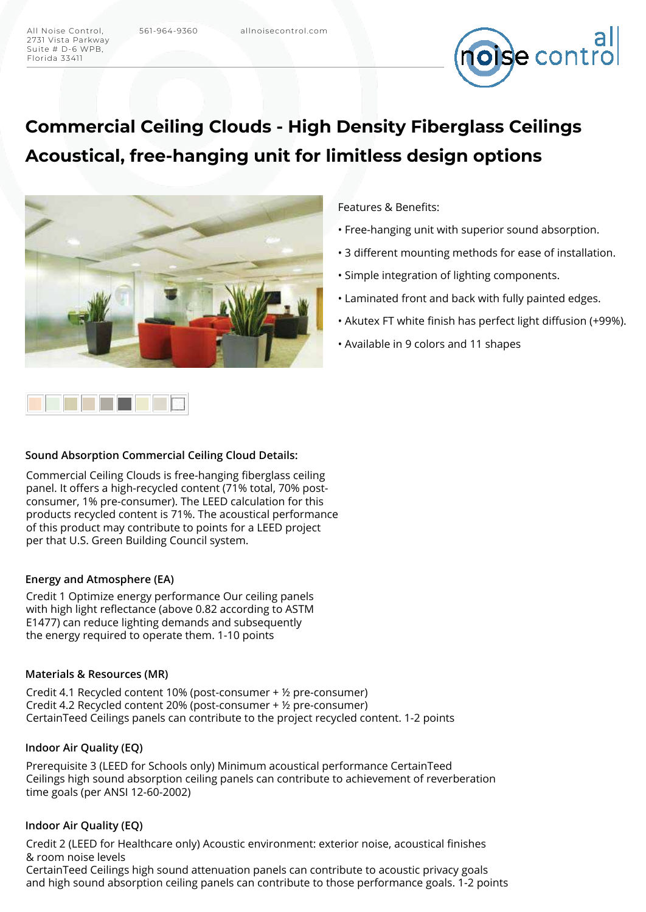All Noise Control, 2731 Vista Parkway Suite # D-6 WPB, Florida 33411    561-964-9360    allnoisecontrol.com

# Commercial Ceiling Clouds - High Density Fiberglass Ceilings

# Acoustical, free-hanging unit for limitless design options

Features & Benefits:

- Free-hanging unit with superior sound absorption.
- 3 different mounting methods for ease of installation.
- Simple integration of lighting components.
- Laminated front and back with fully painted edges.
- Akutex FT white finish has perfect light diffusion (+99%).
- Available in 9 colors and 11 shapes

### Sound Absorption Commercial Ceiling Cloud Details:

Commercial Ceiling Clouds is free-hanging fiberglass ceiling panel. It offers a high-recycled content (71% total, 70% post-consumer, 1% pre-consumer). The LEED calculation for this products recycled content is 71%. The acoustical performance of this product may contribute to points for a LEED project per that U.S. Green Building Council system.

### Energy and Atmosphere (EA)

Credit 1 Optimize energy performance Our ceiling panels with high light reflectance (above 0.82 according to ASTM E1477) can reduce lighting demands and subsequently the energy required to operate them. 1-10 points

### Materials & Resources (MR)

Credit 4.1 Recycled content 10% (post-consumer + ½ pre-consumer)
Credit 4.2 Recycled content 20% (post-consumer + ½ pre-consumer)
CertainTeed Ceilings panels can contribute to the project recycled content. 1-2 points

### Indoor Air Quality (EQ)

Prerequisite 3 (LEED for Schools only) Minimum acoustical performance CertainTeed Ceilings high sound absorption ceiling panels can contribute to achievement of reverberation time goals (per ANSI 12-60-2002)

### Indoor Air Quality (EQ)

Credit 2 (LEED for Healthcare only) Acoustic environment: exterior noise, acoustical finishes & room noise levels
CertainTeed Ceilings high sound attenuation panels can contribute to acoustic privacy goals and high sound absorption ceiling panels can contribute to those performance goals. 1-2 points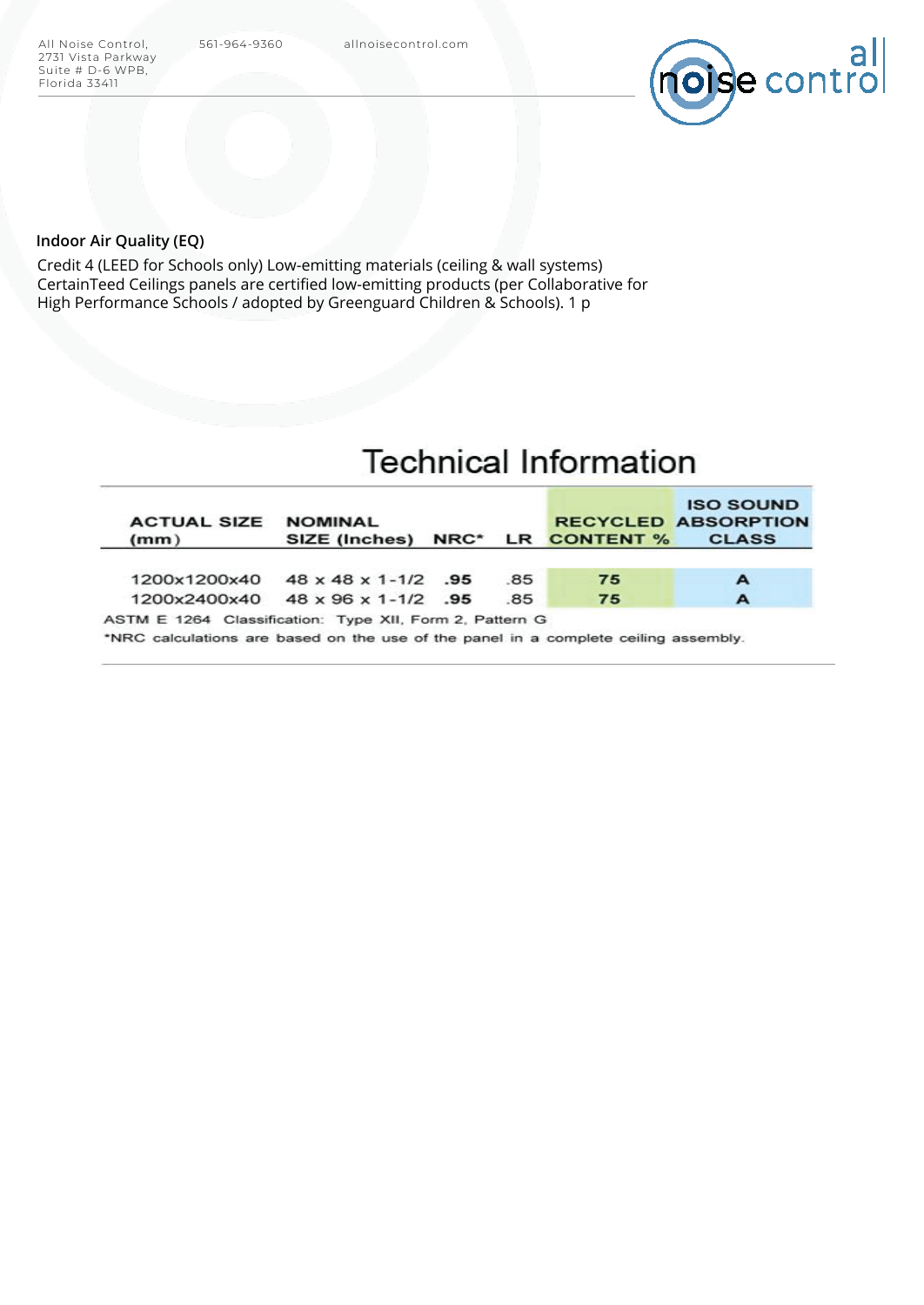### Indoor Air Quality (EQ)

Credit 4 (LEED for Schools only) Low-emitting materials (ceiling & wall systems) CertainTeed Ceilings panels are certified low-emitting products (per Collaborative for High Performance Schools / adopted by Greenguard Children & Schools). 1 p

## Technical Information

| ACTUAL SIZE (mm) | NOMINAL SIZE (Inches) | NRC* | LR | RECYCLED CONTENT % | ISO SOUND ABSORPTION CLASS |
|---|---|---|---|---|---|
| 1200x1200x40 | 48 x 48 x 1-1/2 | .95 | .85 | 75 | A |
| 1200x2400x40 | 48 x 96 x 1-1/2 | .95 | .85 | 75 | A |

ASTM E 1264 Classification: Type XII, Form 2, Pattern G

*NRC calculations are based on the use of the panel in a complete ceiling assembly.